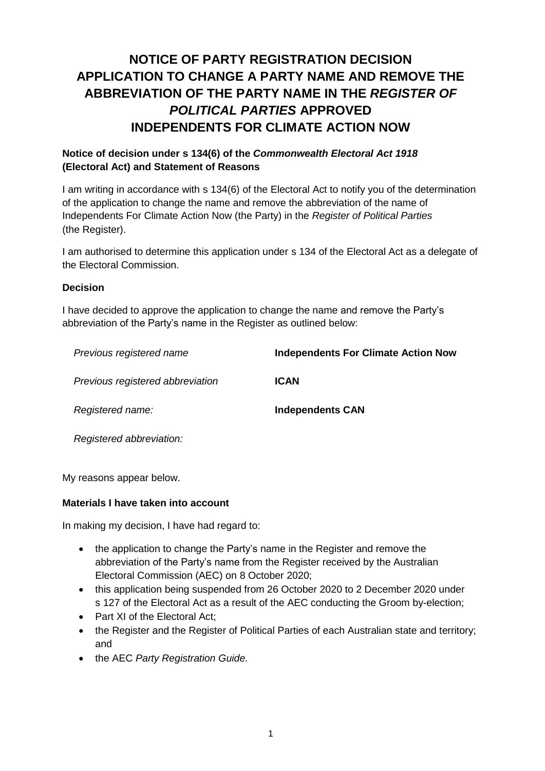# NOTICE OF PARTY REGISTRATION DECISION APPLICATION TO CHANGE A PARTY NAME AND REMOVE THE ABBREVIATION OF THE PARTY NAME IN THE *REGISTER OF POLITICAL PARTIES* APPROVED INDEPENDENTS FOR CLIMATE ACTION NOW

**Notice of decision under s 134(6) of the *Commonwealth Electoral Act 1918* (Electoral Act) and Statement of Reasons**

I am writing in accordance with s 134(6) of the Electoral Act to notify you of the determination of the application to change the name and remove the abbreviation of the name of Independents For Climate Action Now (the Party) in the *Register of Political Parties* (the Register).

I am authorised to determine this application under s 134 of the Electoral Act as a delegate of the Electoral Commission.

**Decision**

I have decided to approve the application to change the name and remove the Party's abbreviation of the Party's name in the Register as outlined below:

| | |
|---|---|
| *Previous registered name* | **Independents For Climate Action Now** |
| *Previous registered abbreviation* | **ICAN** |
| *Registered name:* | **Independents CAN** |
| *Registered abbreviation:* | |

My reasons appear below.

**Materials I have taken into account**

In making my decision, I have had regard to:

- the application to change the Party's name in the Register and remove the abbreviation of the Party's name from the Register received by the Australian Electoral Commission (AEC) on 8 October 2020;
- this application being suspended from 26 October 2020 to 2 December 2020 under s 127 of the Electoral Act as a result of the AEC conducting the Groom by-election;
- Part XI of the Electoral Act;
- the Register and the Register of Political Parties of each Australian state and territory; and
- the AEC *Party Registration Guide.*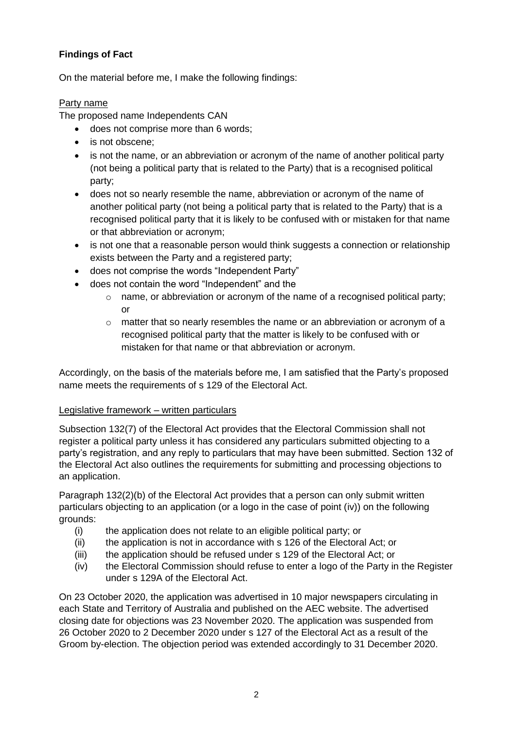**Findings of Fact**

On the material before me, I make the following findings:

Party name

The proposed name Independents CAN

- does not comprise more than 6 words;
- is not obscene;
- is not the name, or an abbreviation or acronym of the name of another political party (not being a political party that is related to the Party) that is a recognised political party;
- does not so nearly resemble the name, abbreviation or acronym of the name of another political party (not being a political party that is related to the Party) that is a recognised political party that it is likely to be confused with or mistaken for that name or that abbreviation or acronym;
- is not one that a reasonable person would think suggests a connection or relationship exists between the Party and a registered party;
- does not comprise the words "Independent Party"
- does not contain the word "Independent" and the
  - name, or abbreviation or acronym of the name of a recognised political party; or
  - matter that so nearly resembles the name or an abbreviation or acronym of a recognised political party that the matter is likely to be confused with or mistaken for that name or that abbreviation or acronym.

Accordingly, on the basis of the materials before me, I am satisfied that the Party's proposed name meets the requirements of s 129 of the Electoral Act.

Legislative framework – written particulars

Subsection 132(7) of the Electoral Act provides that the Electoral Commission shall not register a political party unless it has considered any particulars submitted objecting to a party's registration, and any reply to particulars that may have been submitted. Section 132 of the Electoral Act also outlines the requirements for submitting and processing objections to an application.

Paragraph 132(2)(b) of the Electoral Act provides that a person can only submit written particulars objecting to an application (or a logo in the case of point (iv)) on the following grounds:

(i) the application does not relate to an eligible political party; or
(ii) the application is not in accordance with s 126 of the Electoral Act; or
(iii) the application should be refused under s 129 of the Electoral Act; or
(iv) the Electoral Commission should refuse to enter a logo of the Party in the Register under s 129A of the Electoral Act.

On 23 October 2020, the application was advertised in 10 major newspapers circulating in each State and Territory of Australia and published on the AEC website. The advertised closing date for objections was 23 November 2020. The application was suspended from 26 October 2020 to 2 December 2020 under s 127 of the Electoral Act as a result of the Groom by-election. The objection period was extended accordingly to 31 December 2020.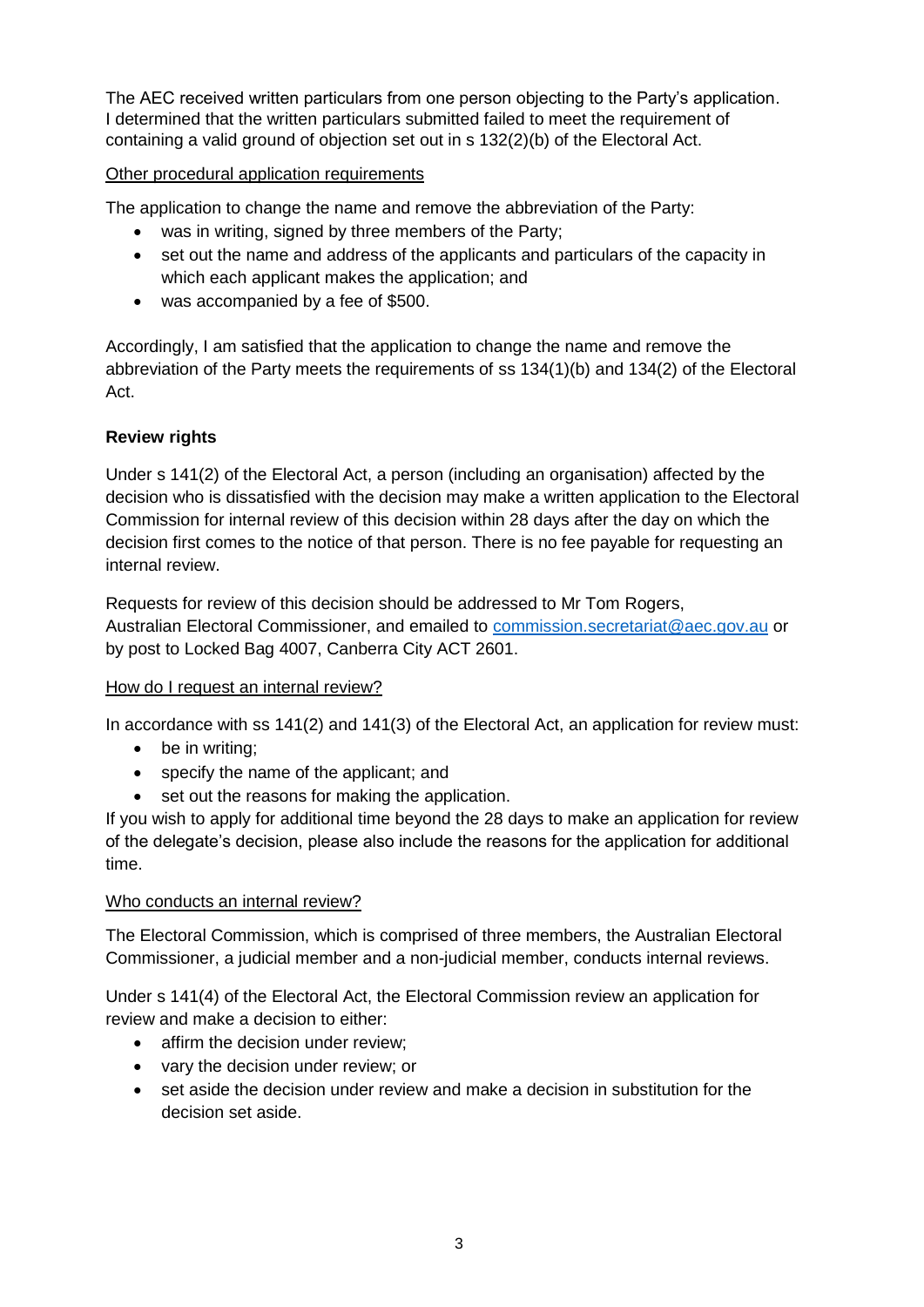The AEC received written particulars from one person objecting to the Party's application. I determined that the written particulars submitted failed to meet the requirement of containing a valid ground of objection set out in s 132(2)(b) of the Electoral Act.

Other procedural application requirements

The application to change the name and remove the abbreviation of the Party:

- was in writing, signed by three members of the Party;
- set out the name and address of the applicants and particulars of the capacity in which each applicant makes the application; and
- was accompanied by a fee of $500.

Accordingly, I am satisfied that the application to change the name and remove the abbreviation of the Party meets the requirements of ss 134(1)(b) and 134(2) of the Electoral Act.

**Review rights**

Under s 141(2) of the Electoral Act, a person (including an organisation) affected by the decision who is dissatisfied with the decision may make a written application to the Electoral Commission for internal review of this decision within 28 days after the day on which the decision first comes to the notice of that person. There is no fee payable for requesting an internal review.

Requests for review of this decision should be addressed to Mr Tom Rogers, Australian Electoral Commissioner, and emailed to commission.secretariat@aec.gov.au or by post to Locked Bag 4007, Canberra City ACT 2601.

How do I request an internal review?

In accordance with ss 141(2) and 141(3) of the Electoral Act, an application for review must:

- be in writing;
- specify the name of the applicant; and
- set out the reasons for making the application.

If you wish to apply for additional time beyond the 28 days to make an application for review of the delegate's decision, please also include the reasons for the application for additional time.

Who conducts an internal review?

The Electoral Commission, which is comprised of three members, the Australian Electoral Commissioner, a judicial member and a non-judicial member, conducts internal reviews.

Under s 141(4) of the Electoral Act, the Electoral Commission review an application for review and make a decision to either:

- affirm the decision under review;
- vary the decision under review; or
- set aside the decision under review and make a decision in substitution for the decision set aside.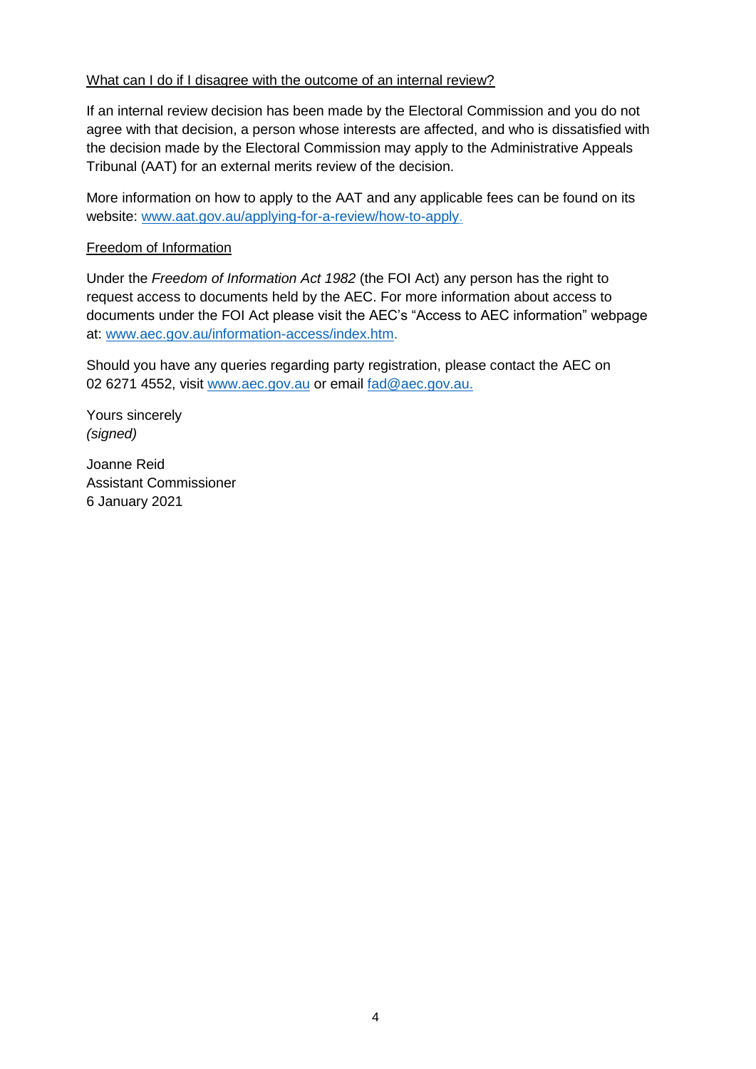What can I do if I disagree with the outcome of an internal review?

If an internal review decision has been made by the Electoral Commission and you do not agree with that decision, a person whose interests are affected, and who is dissatisfied with the decision made by the Electoral Commission may apply to the Administrative Appeals Tribunal (AAT) for an external merits review of the decision.

More information on how to apply to the AAT and any applicable fees can be found on its website: [www.aat.gov.au/applying-for-a-review/how-to-apply](http://www.aat.gov.au/applying-for-a-review/how-to-apply).

Freedom of Information

Under the *Freedom of Information Act 1982* (the FOI Act) any person has the right to request access to documents held by the AEC. For more information about access to documents under the FOI Act please visit the AEC's "Access to AEC information" webpage at: [www.aec.gov.au/information-access/index.htm](http://www.aec.gov.au/information-access/index.htm).

Should you have any queries regarding party registration, please contact the AEC on 02 6271 4552, visit [www.aec.gov.au](http://www.aec.gov.au) or email [fad@aec.gov.au.](mailto:fad@aec.gov.au)

Yours sincerely
*(signed)*

Joanne Reid
Assistant Commissioner
6 January 2021